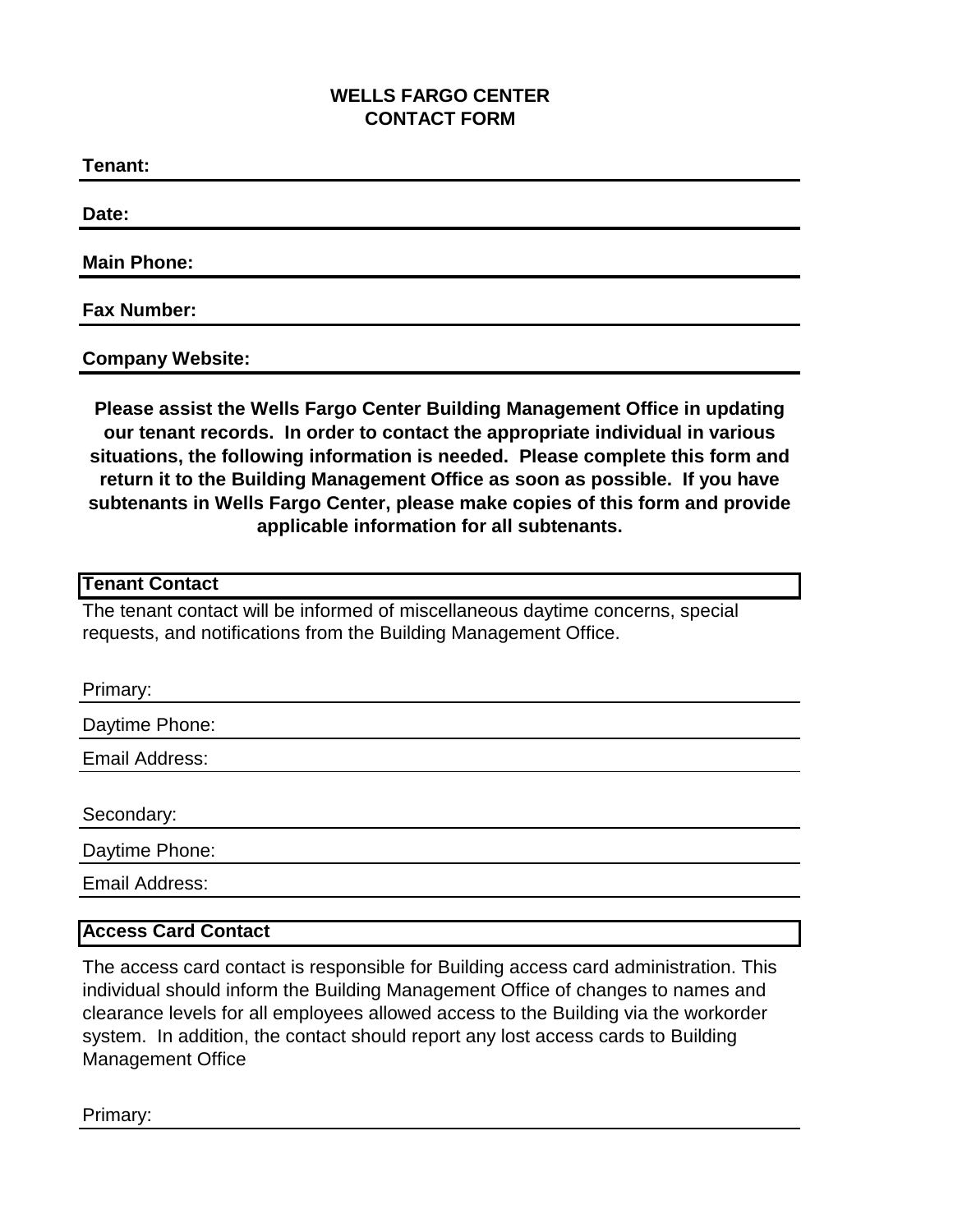# WELLS FARGO CENTER
# CONTACT FORM

**Tenant:**

**Date:**

**Main Phone:**

**Fax Number:**

**Company Website:**

**Please assist the Wells Fargo Center Building Management Office in updating our tenant records. In order to contact the appropriate individual in various situations, the following information is needed. Please complete this form and return it to the Building Management Office as soon as possible. If you have subtenants in Wells Fargo Center, please make copies of this form and provide applicable information for all subtenants.**

## Tenant Contact

The tenant contact will be informed of miscellaneous daytime concerns, special requests, and notifications from the Building Management Office.

Primary:

Daytime Phone:

Email Address:

Secondary:

Daytime Phone:

Email Address:

## Access Card Contact

The access card contact is responsible for Building access card administration. This individual should inform the Building Management Office of changes to names and clearance levels for all employees allowed access to the Building via the workorder system. In addition, the contact should report any lost access cards to Building Management Office

Primary: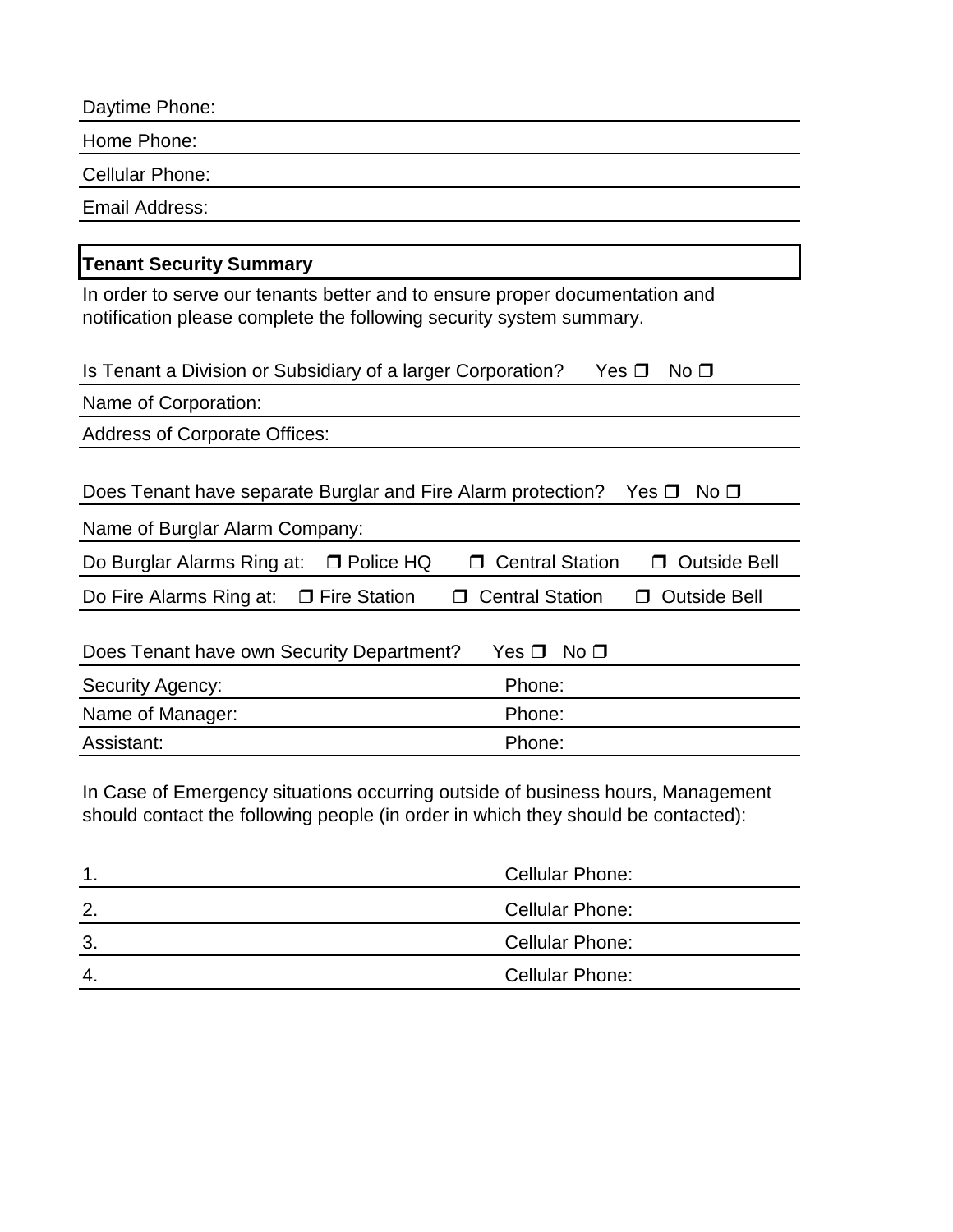Daytime Phone:

Home Phone:

Cellular Phone:

Email Address:

**Tenant Security Summary**

In order to serve our tenants better and to ensure proper documentation and notification please complete the following security system summary.

Is Tenant a Division or Subsidiary of a larger Corporation? Yes ❒ No ❒

Name of Corporation:

Address of Corporate Offices:

Does Tenant have separate Burglar and Fire Alarm protection? Yes ❒ No ❒

Name of Burglar Alarm Company:

Do Burglar Alarms Ring at: ❒ Police HQ ❒ Central Station ❒ Outside Bell

Do Fire Alarms Ring at: ❒ Fire Station ❒ Central Station ❒ Outside Bell

Does Tenant have own Security Department? Yes ❒ No ❒

| | |
|---|---|
| Security Agency: | Phone: |
| Name of Manager: | Phone: |
| Assistant: | Phone: |

In Case of Emergency situations occurring outside of business hours, Management should contact the following people (in order in which they should be contacted):

| | |
|---|---|
| 1. | Cellular Phone: |
| 2. | Cellular Phone: |
| 3. | Cellular Phone: |
| 4. | Cellular Phone: |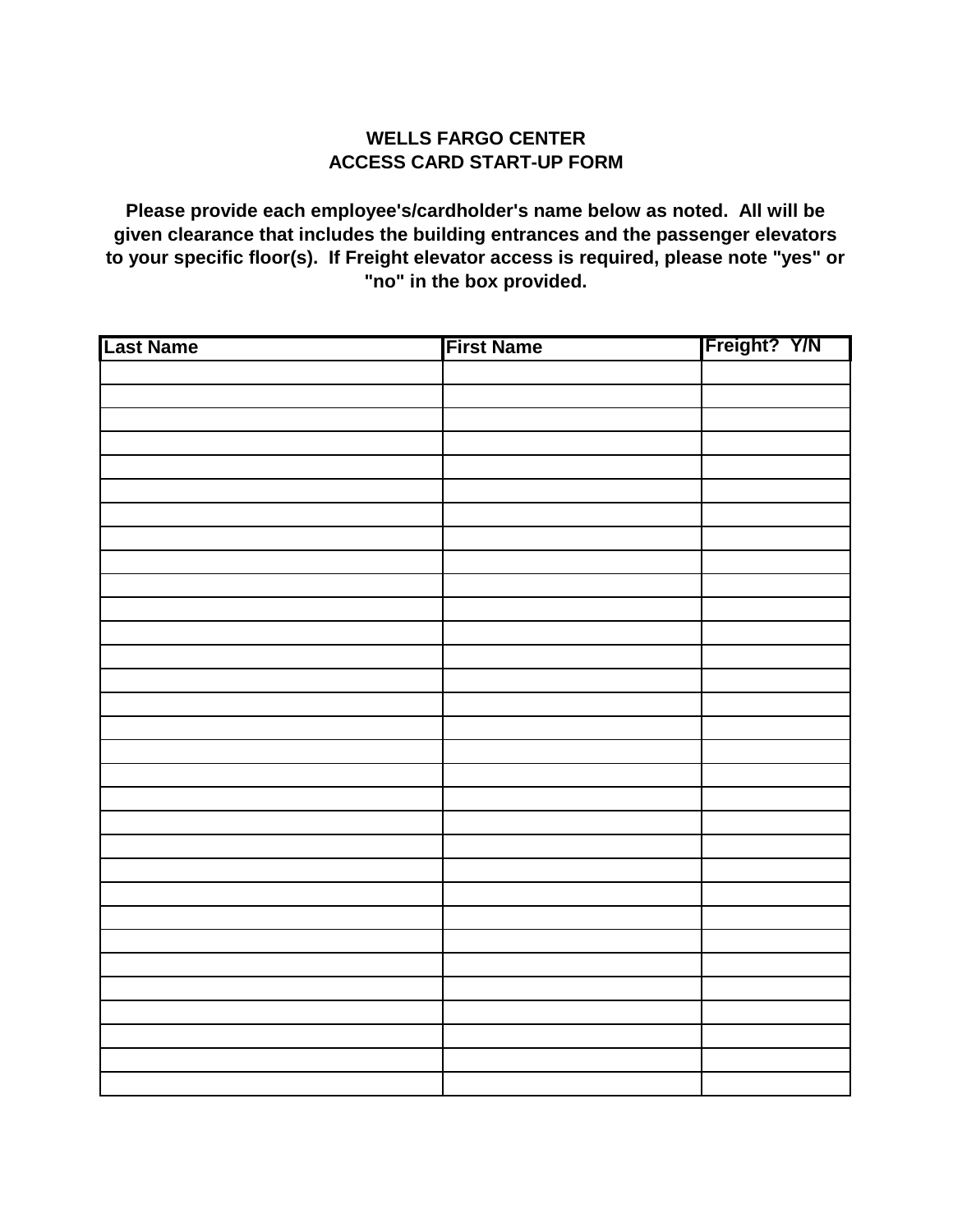**WELLS FARGO CENTER**
**ACCESS CARD START-UP FORM**

**Please provide each employee's/cardholder's name below as noted. All will be given clearance that includes the building entrances and the passenger elevators to your specific floor(s). If Freight elevator access is required, please note "yes" or "no" in the box provided.**

| Last Name | First Name | Freight? Y/N |
|---|---|---|
| | | |
| | | |
| | | |
| | | |
| | | |
| | | |
| | | |
| | | |
| | | |
| | | |
| | | |
| | | |
| | | |
| | | |
| | | |
| | | |
| | | |
| | | |
| | | |
| | | |
| | | |
| | | |
| | | |
| | | |
| | | |
| | | |
| | | |
| | | |
| | | |
| | | |
| | | |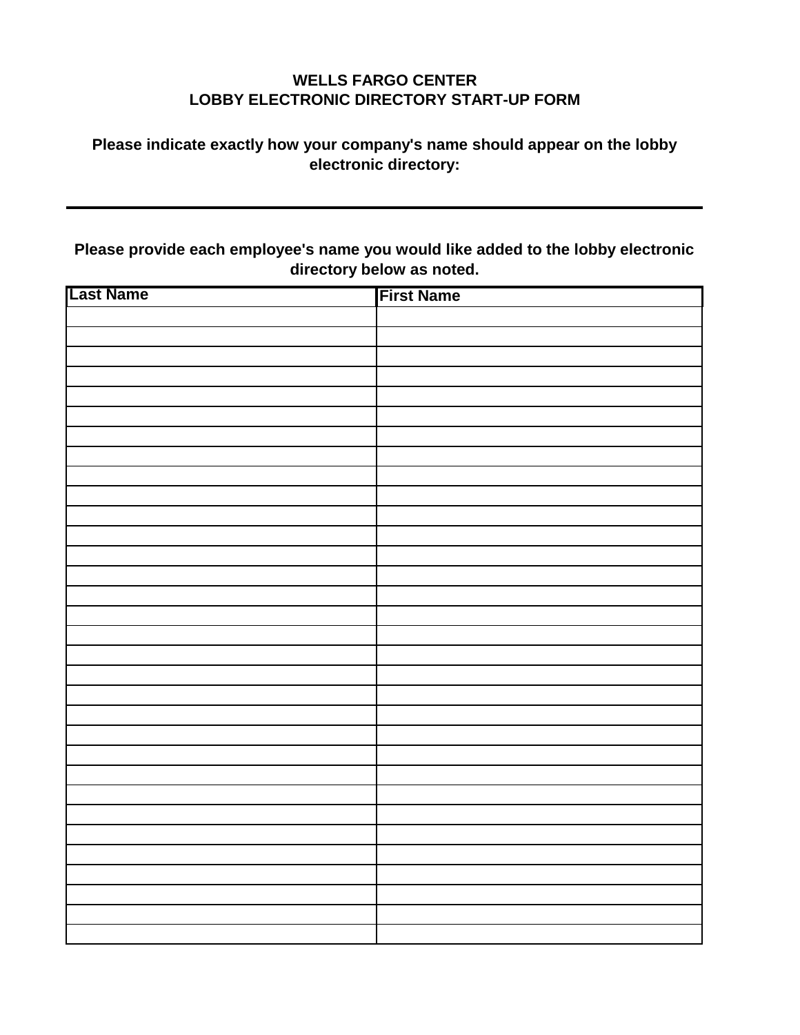**WELLS FARGO CENTER**
**LOBBY ELECTRONIC DIRECTORY START-UP FORM**

**Please indicate exactly how your company's name should appear on the lobby electronic directory:**

\_\_\_\_\_\_\_\_\_\_\_\_\_\_\_\_\_\_\_\_\_\_\_\_\_\_\_\_\_\_\_\_\_\_\_\_\_\_\_\_\_\_\_\_\_\_\_\_\_\_\_\_\_\_\_\_\_\_\_\_

**Please provide each employee's name you would like added to the lobby electronic directory below as noted.**

| Last Name | First Name |
| --- | --- |
| | |
| | |
| | |
| | |
| | |
| | |
| | |
| | |
| | |
| | |
| | |
| | |
| | |
| | |
| | |
| | |
| | |
| | |
| | |
| | |
| | |
| | |
| | |
| | |
| | |
| | |
| | |
| | |
| | |
| | |
| | |
| | |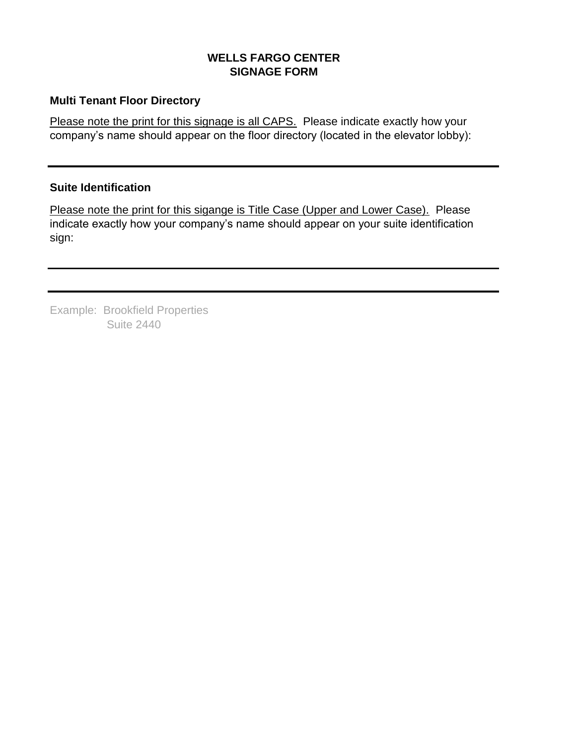**WELLS FARGO CENTER**
**SIGNAGE FORM**

**Multi Tenant Floor Directory**

Please note the print for this signage is all CAPS. Please indicate exactly how your company's name should appear on the floor directory (located in the elevator lobby):

---

**Suite Identification**

Please note the print for this sigange is Title Case (Upper and Lower Case). Please indicate exactly how your company's name should appear on your suite identification sign:

---

---

Example: Brookfield Properties
Suite 2440